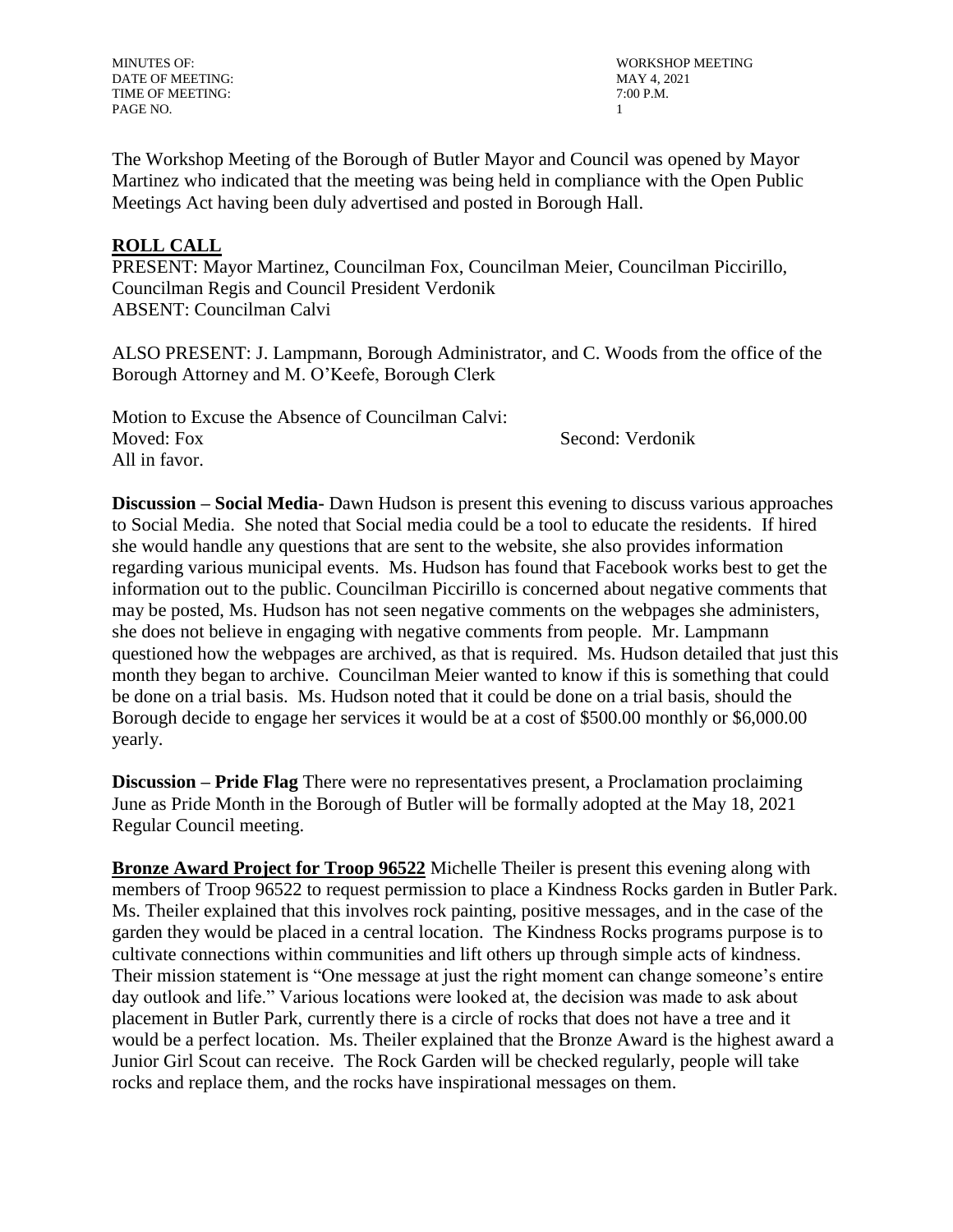The Workshop Meeting of the Borough of Butler Mayor and Council was opened by Mayor Martinez who indicated that the meeting was being held in compliance with the Open Public Meetings Act having been duly advertised and posted in Borough Hall.

## ROLL CALL

PRESENT: Mayor Martinez, Councilman Fox, Councilman Meier, Councilman Piccirillo, Councilman Regis and Council President Verdonik
ABSENT: Councilman Calvi

ALSO PRESENT: J. Lampmann, Borough Administrator, and C. Woods from the office of the Borough Attorney and M. O'Keefe, Borough Clerk

Motion to Excuse the Absence of Councilman Calvi:
Moved: Fox Second: Verdonik
All in favor.

**Discussion – Social Media-** Dawn Hudson is present this evening to discuss various approaches to Social Media. She noted that Social media could be a tool to educate the residents. If hired she would handle any questions that are sent to the website, she also provides information regarding various municipal events. Ms. Hudson has found that Facebook works best to get the information out to the public. Councilman Piccirillo is concerned about negative comments that may be posted, Ms. Hudson has not seen negative comments on the webpages she administers, she does not believe in engaging with negative comments from people. Mr. Lampmann questioned how the webpages are archived, as that is required. Ms. Hudson detailed that just this month they began to archive. Councilman Meier wanted to know if this is something that could be done on a trial basis. Ms. Hudson noted that it could be done on a trial basis, should the Borough decide to engage her services it would be at a cost of $500.00 monthly or $6,000.00 yearly.

**Discussion – Pride Flag** There were no representatives present, a Proclamation proclaiming June as Pride Month in the Borough of Butler will be formally adopted at the May 18, 2021 Regular Council meeting.

**Bronze Award Project for Troop 96522** Michelle Theiler is present this evening along with members of Troop 96522 to request permission to place a Kindness Rocks garden in Butler Park. Ms. Theiler explained that this involves rock painting, positive messages, and in the case of the garden they would be placed in a central location. The Kindness Rocks programs purpose is to cultivate connections within communities and lift others up through simple acts of kindness. Their mission statement is "One message at just the right moment can change someone's entire day outlook and life." Various locations were looked at, the decision was made to ask about placement in Butler Park, currently there is a circle of rocks that does not have a tree and it would be a perfect location. Ms. Theiler explained that the Bronze Award is the highest award a Junior Girl Scout can receive. The Rock Garden will be checked regularly, people will take rocks and replace them, and the rocks have inspirational messages on them.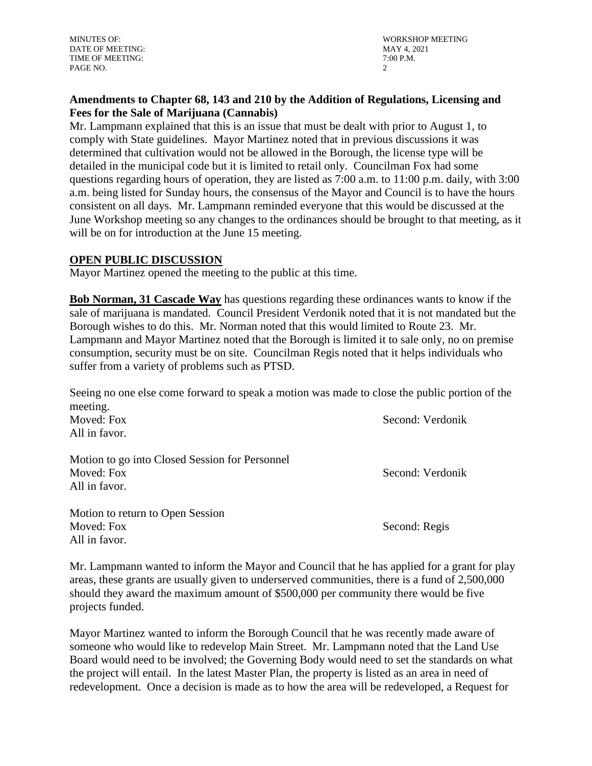**Amendments to Chapter 68, 143 and 210 by the Addition of Regulations, Licensing and Fees for the Sale of Marijuana (Cannabis)**

Mr. Lampmann explained that this is an issue that must be dealt with prior to August 1, to comply with State guidelines. Mayor Martinez noted that in previous discussions it was determined that cultivation would not be allowed in the Borough, the license type will be detailed in the municipal code but it is limited to retail only. Councilman Fox had some questions regarding hours of operation, they are listed as 7:00 a.m. to 11:00 p.m. daily, with 3:00 a.m. being listed for Sunday hours, the consensus of the Mayor and Council is to have the hours consistent on all days. Mr. Lampmann reminded everyone that this would be discussed at the June Workshop meeting so any changes to the ordinances should be brought to that meeting, as it will be on for introduction at the June 15 meeting.

**OPEN PUBLIC DISCUSSION**

Mayor Martinez opened the meeting to the public at this time.

**Bob Norman, 31 Cascade Way** has questions regarding these ordinances wants to know if the sale of marijuana is mandated. Council President Verdonik noted that it is not mandated but the Borough wishes to do this. Mr. Norman noted that this would limited to Route 23. Mr. Lampmann and Mayor Martinez noted that the Borough is limited it to sale only, no on premise consumption, security must be on site. Councilman Regis noted that it helps individuals who suffer from a variety of problems such as PTSD.

Seeing no one else come forward to speak a motion was made to close the public portion of the meeting.

Moved: Fox Second: Verdonik
All in favor.

Motion to go into Closed Session for Personnel
Moved: Fox Second: Verdonik
All in favor.

Motion to return to Open Session
Moved: Fox Second: Regis
All in favor.

Mr. Lampmann wanted to inform the Mayor and Council that he has applied for a grant for play areas, these grants are usually given to underserved communities, there is a fund of 2,500,000 should they award the maximum amount of $500,000 per community there would be five projects funded.

Mayor Martinez wanted to inform the Borough Council that he was recently made aware of someone who would like to redevelop Main Street. Mr. Lampmann noted that the Land Use Board would need to be involved; the Governing Body would need to set the standards on what the project will entail. In the latest Master Plan, the property is listed as an area in need of redevelopment. Once a decision is made as to how the area will be redeveloped, a Request for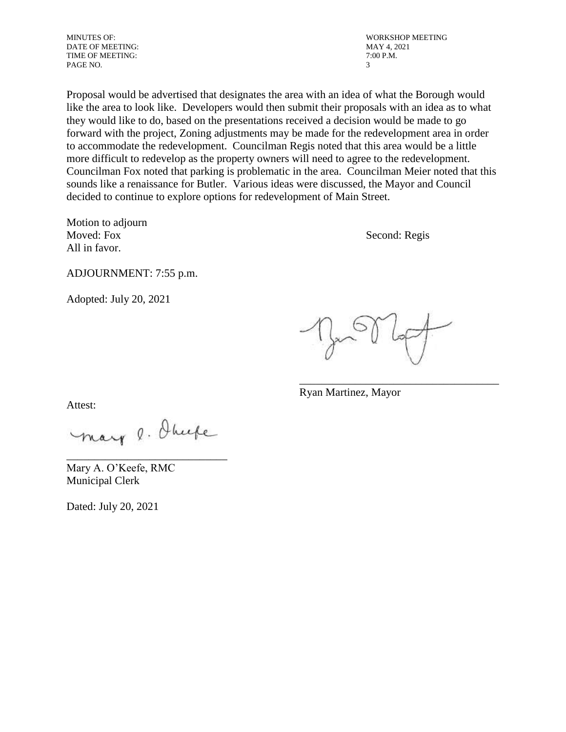Proposal would be advertised that designates the area with an idea of what the Borough would like the area to look like. Developers would then submit their proposals with an idea as to what they would like to do, based on the presentations received a decision would be made to go forward with the project, Zoning adjustments may be made for the redevelopment area in order to accommodate the redevelopment. Councilman Regis noted that this area would be a little more difficult to redevelop as the property owners will need to agree to the redevelopment. Councilman Fox noted that parking is problematic in the area. Councilman Meier noted that this sounds like a renaissance for Butler. Various ideas were discussed, the Mayor and Council decided to continue to explore options for redevelopment of Main Street.

Motion to adjourn
Moved: Fox Second: Regis
All in favor.

ADJOURNMENT: 7:55 p.m.

Adopted: July 20, 2021

_____________________________________
Ryan Martinez, Mayor

Attest:

_____________________________
Mary A. O'Keefe, RMC
Municipal Clerk

Dated: July 20, 2021